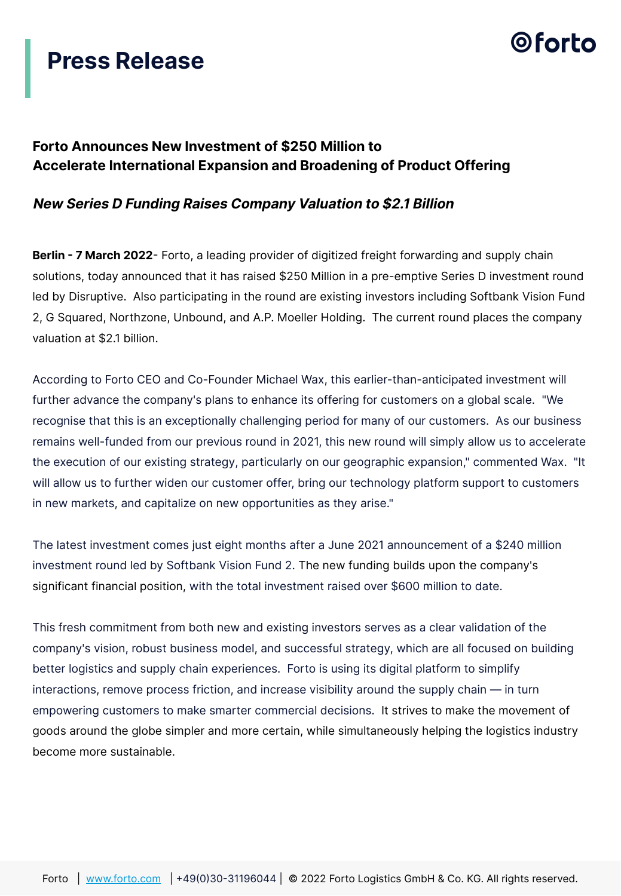# Press Release

## Forto Announces New Investment of $250 Million to Accelerate International Expansion and Broadening of Product Offering

### *New Series D Funding Raises Company Valuation to $2.1 Billion*

**Berlin - 7 March 2022**- Forto, a leading provider of digitized freight forwarding and supply chain solutions, today announced that it has raised $250 Million in a pre-emptive Series D investment round led by Disruptive. Also participating in the round are existing investors including Softbank Vision Fund 2, G Squared, Northzone, Unbound, and A.P. Moeller Holding. The current round places the company valuation at $2.1 billion.

According to Forto CEO and Co-Founder Michael Wax, this earlier-than-anticipated investment will further advance the company's plans to enhance its offering for customers on a global scale. "We recognise that this is an exceptionally challenging period for many of our customers. As our business remains well-funded from our previous round in 2021, this new round will simply allow us to accelerate the execution of our existing strategy, particularly on our geographic expansion," commented Wax. "It will allow us to further widen our customer offer, bring our technology platform support to customers in new markets, and capitalize on new opportunities as they arise."

The latest investment comes just eight months after a June 2021 announcement of a $240 million investment round led by Softbank Vision Fund 2. The new funding builds upon the company's significant financial position, with the total investment raised over $600 million to date.

This fresh commitment from both new and existing investors serves as a clear validation of the company's vision, robust business model, and successful strategy, which are all focused on building better logistics and supply chain experiences. Forto is using its digital platform to simplify interactions, remove process friction, and increase visibility around the supply chain — in turn empowering customers to make smarter commercial decisions. It strives to make the movement of goods around the globe simpler and more certain, while simultaneously helping the logistics industry become more sustainable.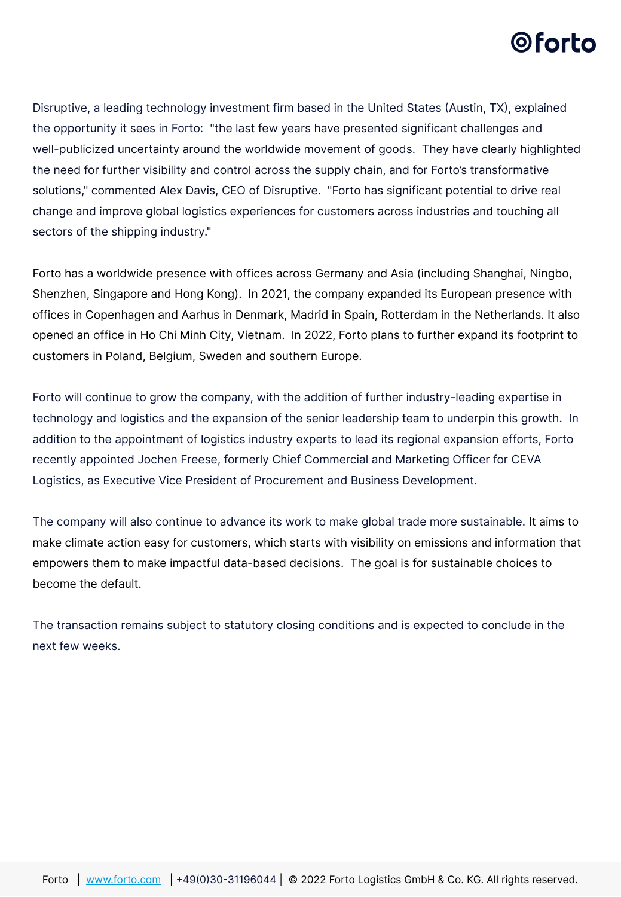Disruptive, a leading technology investment firm based in the United States (Austin, TX), explained the opportunity it sees in Forto:  "the last few years have presented significant challenges and well-publicized uncertainty around the worldwide movement of goods.  They have clearly highlighted the need for further visibility and control across the supply chain, and for Forto's transformative solutions," commented Alex Davis, CEO of Disruptive.  "Forto has significant potential to drive real change and improve global logistics experiences for customers across industries and touching all sectors of the shipping industry."

Forto has a worldwide presence with offices across Germany and Asia (including Shanghai, Ningbo, Shenzhen, Singapore and Hong Kong).  In 2021, the company expanded its European presence with offices in Copenhagen and Aarhus in Denmark, Madrid in Spain, Rotterdam in the Netherlands. It also opened an office in Ho Chi Minh City, Vietnam.  In 2022, Forto plans to further expand its footprint to customers in Poland, Belgium, Sweden and southern Europe.

Forto will continue to grow the company, with the addition of further industry-leading expertise in technology and logistics and the expansion of the senior leadership team to underpin this growth.  In addition to the appointment of logistics industry experts to lead its regional expansion efforts, Forto recently appointed Jochen Freese, formerly Chief Commercial and Marketing Officer for CEVA Logistics, as Executive Vice President of Procurement and Business Development.

The company will also continue to advance its work to make global trade more sustainable. It aims to make climate action easy for customers, which starts with visibility on emissions and information that empowers them to make impactful data-based decisions.  The goal is for sustainable choices to become the default.

The transaction remains subject to statutory closing conditions and is expected to conclude in the next few weeks.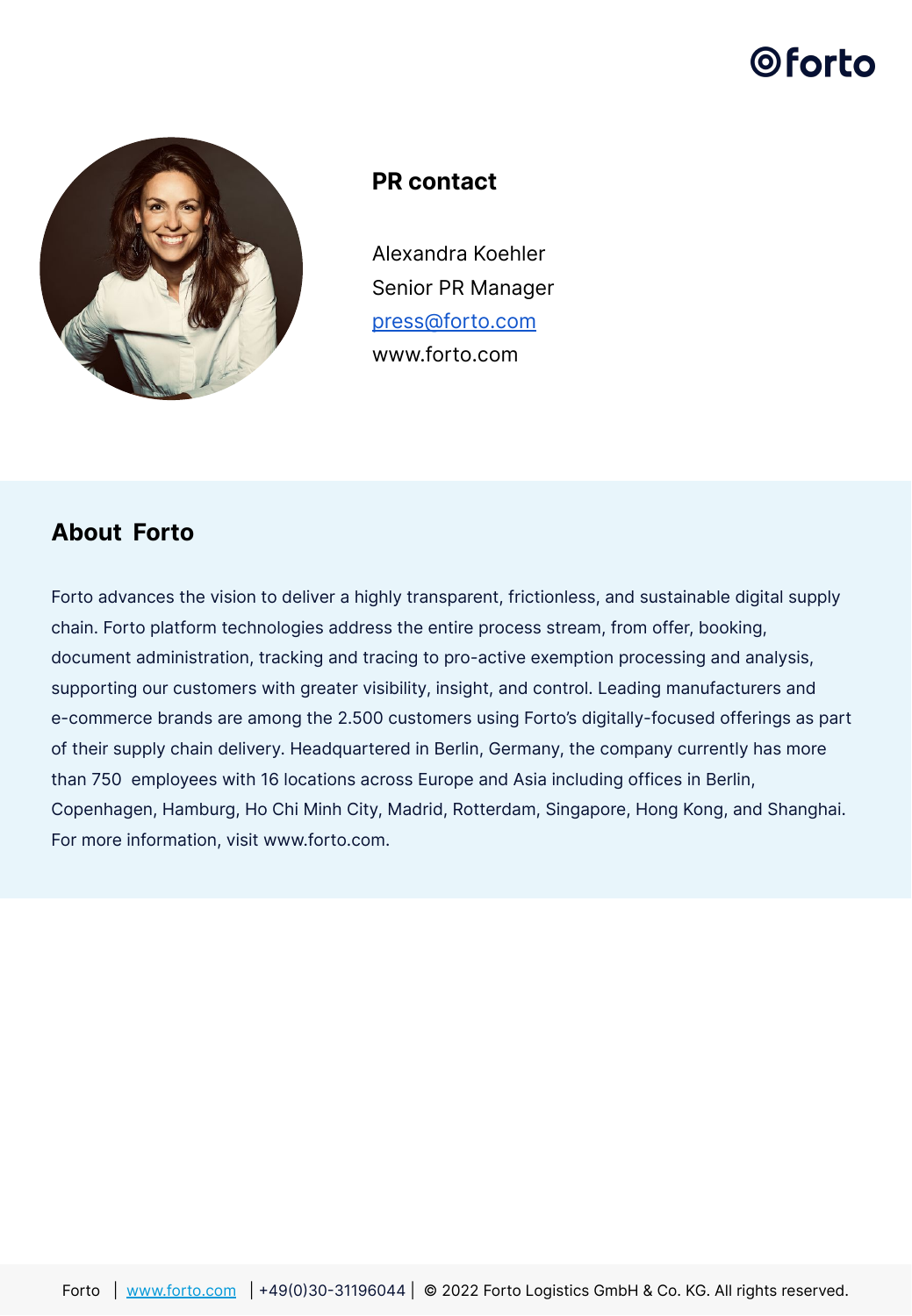## PR contact

Alexandra Koehler
Senior PR Manager
press@forto.com
www.forto.com

## About Forto

Forto advances the vision to deliver a highly transparent, frictionless, and sustainable digital supply chain. Forto platform technologies address the entire process stream, from offer, booking, document administration, tracking and tracing to pro-active exemption processing and analysis, supporting our customers with greater visibility, insight, and control. Leading manufacturers and e-commerce brands are among the 2.500 customers using Forto's digitally-focused offerings as part of their supply chain delivery. Headquartered in Berlin, Germany, the company currently has more than 750 employees with 16 locations across Europe and Asia including offices in Berlin, Copenhagen, Hamburg, Ho Chi Minh City, Madrid, Rotterdam, Singapore, Hong Kong, and Shanghai. For more information, visit www.forto.com.

Forto | www.forto.com | +49(0)30-31196044 | © 2022 Forto Logistics GmbH & Co. KG. All rights reserved.